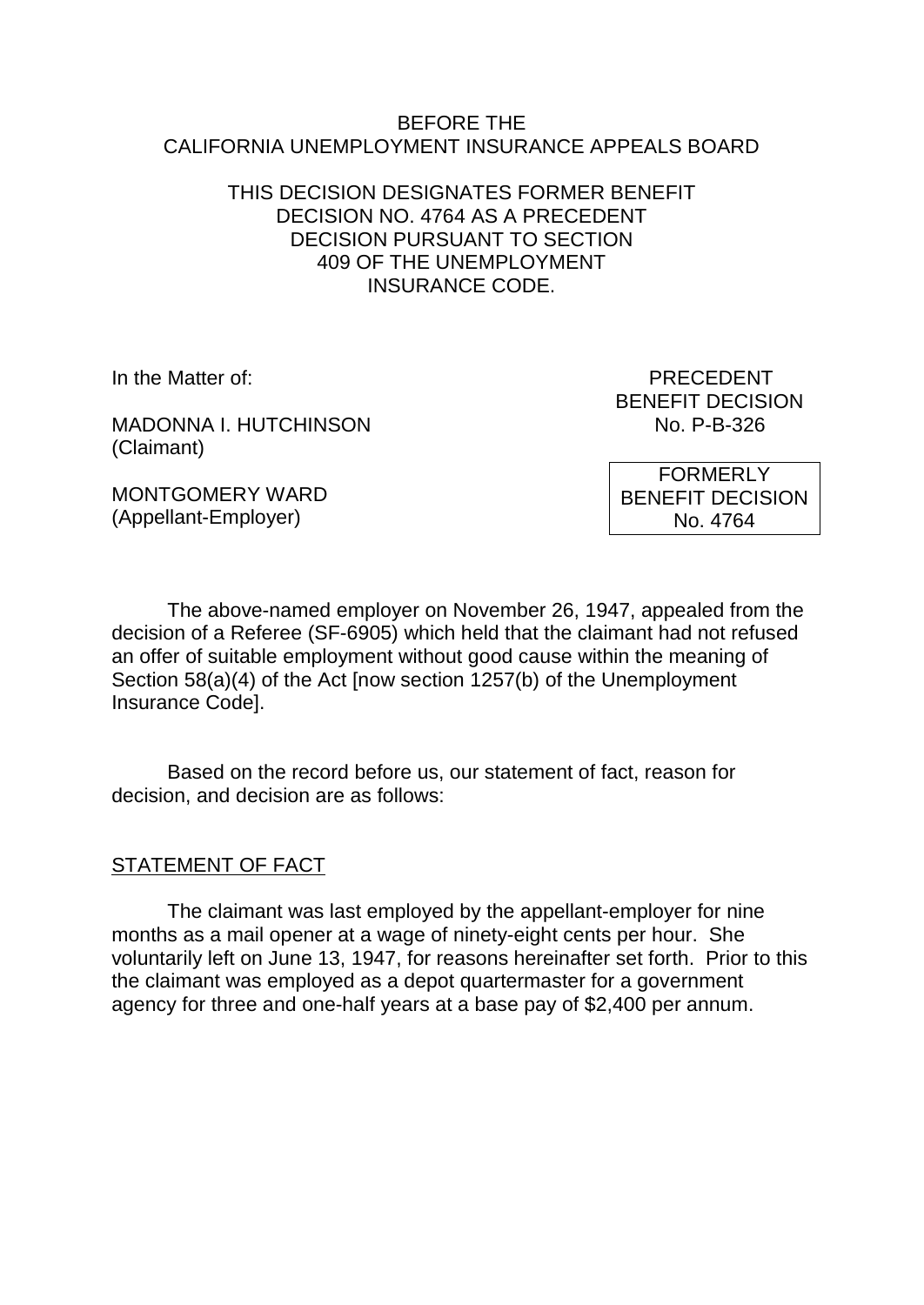BEFORE THE
CALIFORNIA UNEMPLOYMENT INSURANCE APPEALS BOARD

THIS DECISION DESIGNATES FORMER BENEFIT DECISION NO. 4764 AS A PRECEDENT DECISION PURSUANT TO SECTION 409 OF THE UNEMPLOYMENT INSURANCE CODE.

In the Matter of:

MADONNA I. HUTCHINSON
(Claimant)

MONTGOMERY WARD
(Appellant-Employer)

PRECEDENT
BENEFIT DECISION
No. P-B-326

FORMERLY
BENEFIT DECISION
No. 4764

The above-named employer on November 26, 1947, appealed from the decision of a Referee (SF-6905) which held that the claimant had not refused an offer of suitable employment without good cause within the meaning of Section 58(a)(4) of the Act [now section 1257(b) of the Unemployment Insurance Code].

Based on the record before us, our statement of fact, reason for decision, and decision are as follows:

## STATEMENT OF FACT

The claimant was last employed by the appellant-employer for nine months as a mail opener at a wage of ninety-eight cents per hour. She voluntarily left on June 13, 1947, for reasons hereinafter set forth. Prior to this the claimant was employed as a depot quartermaster for a government agency for three and one-half years at a base pay of $2,400 per annum.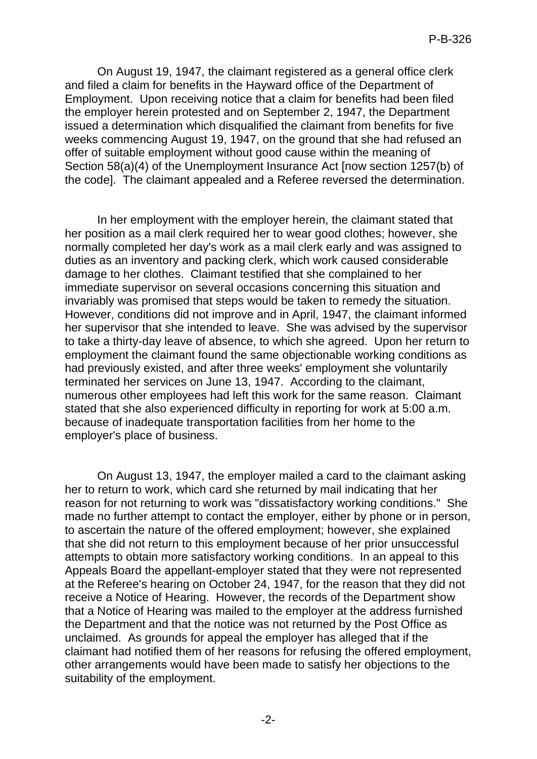On August 19, 1947, the claimant registered as a general office clerk and filed a claim for benefits in the Hayward office of the Department of Employment. Upon receiving notice that a claim for benefits had been filed the employer herein protested and on September 2, 1947, the Department issued a determination which disqualified the claimant from benefits for five weeks commencing August 19, 1947, on the ground that she had refused an offer of suitable employment without good cause within the meaning of Section 58(a)(4) of the Unemployment Insurance Act [now section 1257(b) of the code]. The claimant appealed and a Referee reversed the determination.

In her employment with the employer herein, the claimant stated that her position as a mail clerk required her to wear good clothes; however, she normally completed her day's work as a mail clerk early and was assigned to duties as an inventory and packing clerk, which work caused considerable damage to her clothes. Claimant testified that she complained to her immediate supervisor on several occasions concerning this situation and invariably was promised that steps would be taken to remedy the situation. However, conditions did not improve and in April, 1947, the claimant informed her supervisor that she intended to leave. She was advised by the supervisor to take a thirty-day leave of absence, to which she agreed. Upon her return to employment the claimant found the same objectionable working conditions as had previously existed, and after three weeks' employment she voluntarily terminated her services on June 13, 1947. According to the claimant, numerous other employees had left this work for the same reason. Claimant stated that she also experienced difficulty in reporting for work at 5:00 a.m. because of inadequate transportation facilities from her home to the employer's place of business.

On August 13, 1947, the employer mailed a card to the claimant asking her to return to work, which card she returned by mail indicating that her reason for not returning to work was "dissatisfactory working conditions." She made no further attempt to contact the employer, either by phone or in person, to ascertain the nature of the offered employment; however, she explained that she did not return to this employment because of her prior unsuccessful attempts to obtain more satisfactory working conditions. In an appeal to this Appeals Board the appellant-employer stated that they were not represented at the Referee's hearing on October 24, 1947, for the reason that they did not receive a Notice of Hearing. However, the records of the Department show that a Notice of Hearing was mailed to the employer at the address furnished the Department and that the notice was not returned by the Post Office as unclaimed. As grounds for appeal the employer has alleged that if the claimant had notified them of her reasons for refusing the offered employment, other arrangements would have been made to satisfy her objections to the suitability of the employment.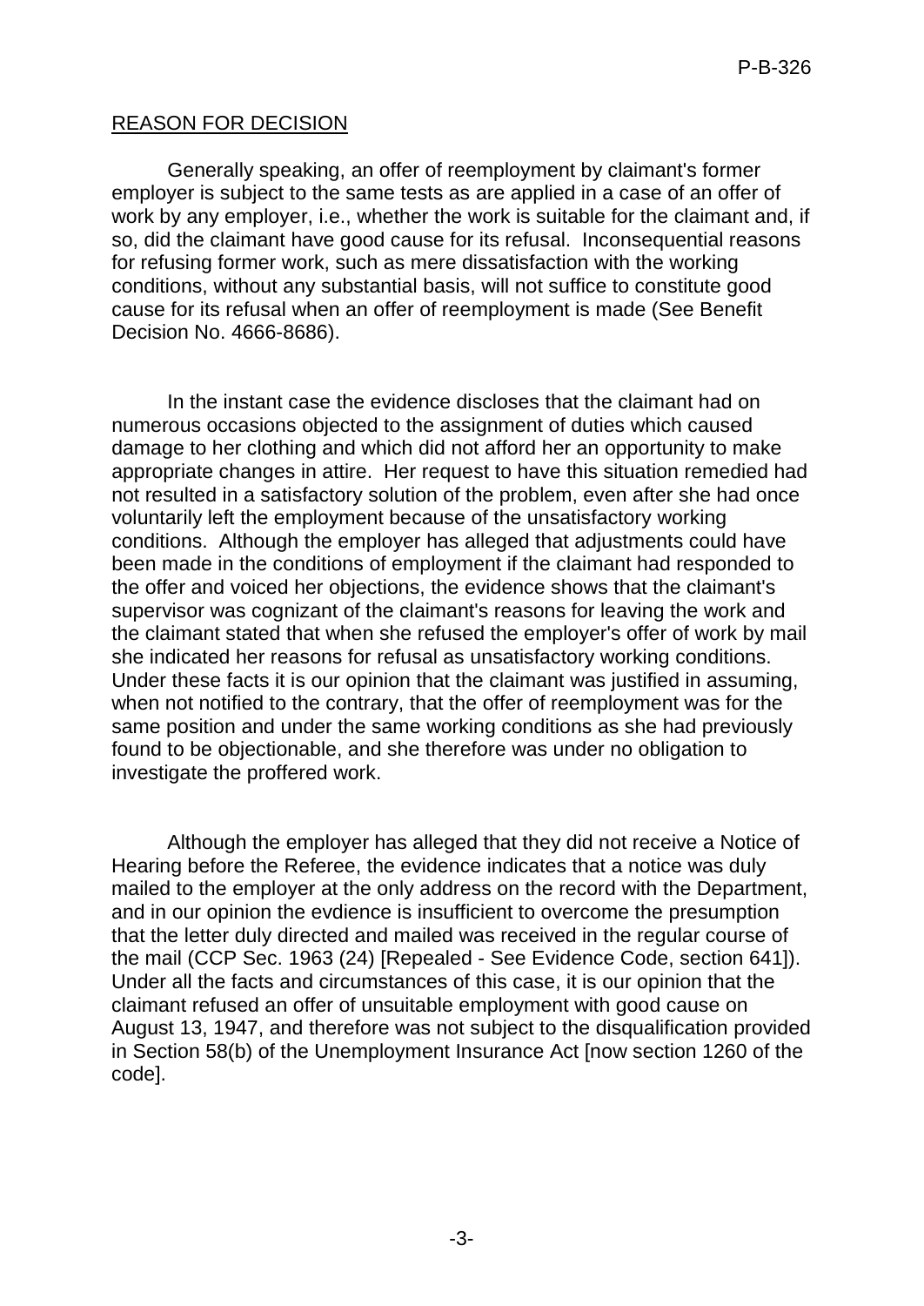## REASON FOR DECISION

Generally speaking, an offer of reemployment by claimant's former employer is subject to the same tests as are applied in a case of an offer of work by any employer, i.e., whether the work is suitable for the claimant and, if so, did the claimant have good cause for its refusal. Inconsequential reasons for refusing former work, such as mere dissatisfaction with the working conditions, without any substantial basis, will not suffice to constitute good cause for its refusal when an offer of reemployment is made (See Benefit Decision No. 4666-8686).

In the instant case the evidence discloses that the claimant had on numerous occasions objected to the assignment of duties which caused damage to her clothing and which did not afford her an opportunity to make appropriate changes in attire. Her request to have this situation remedied had not resulted in a satisfactory solution of the problem, even after she had once voluntarily left the employment because of the unsatisfactory working conditions. Although the employer has alleged that adjustments could have been made in the conditions of employment if the claimant had responded to the offer and voiced her objections, the evidence shows that the claimant's supervisor was cognizant of the claimant's reasons for leaving the work and the claimant stated that when she refused the employer's offer of work by mail she indicated her reasons for refusal as unsatisfactory working conditions. Under these facts it is our opinion that the claimant was justified in assuming, when not notified to the contrary, that the offer of reemployment was for the same position and under the same working conditions as she had previously found to be objectionable, and she therefore was under no obligation to investigate the proffered work.

Although the employer has alleged that they did not receive a Notice of Hearing before the Referee, the evidence indicates that a notice was duly mailed to the employer at the only address on the record with the Department, and in our opinion the evdience is insufficient to overcome the presumption that the letter duly directed and mailed was received in the regular course of the mail (CCP Sec. 1963 (24) [Repealed - See Evidence Code, section 641]). Under all the facts and circumstances of this case, it is our opinion that the claimant refused an offer of unsuitable employment with good cause on August 13, 1947, and therefore was not subject to the disqualification provided in Section 58(b) of the Unemployment Insurance Act [now section 1260 of the code].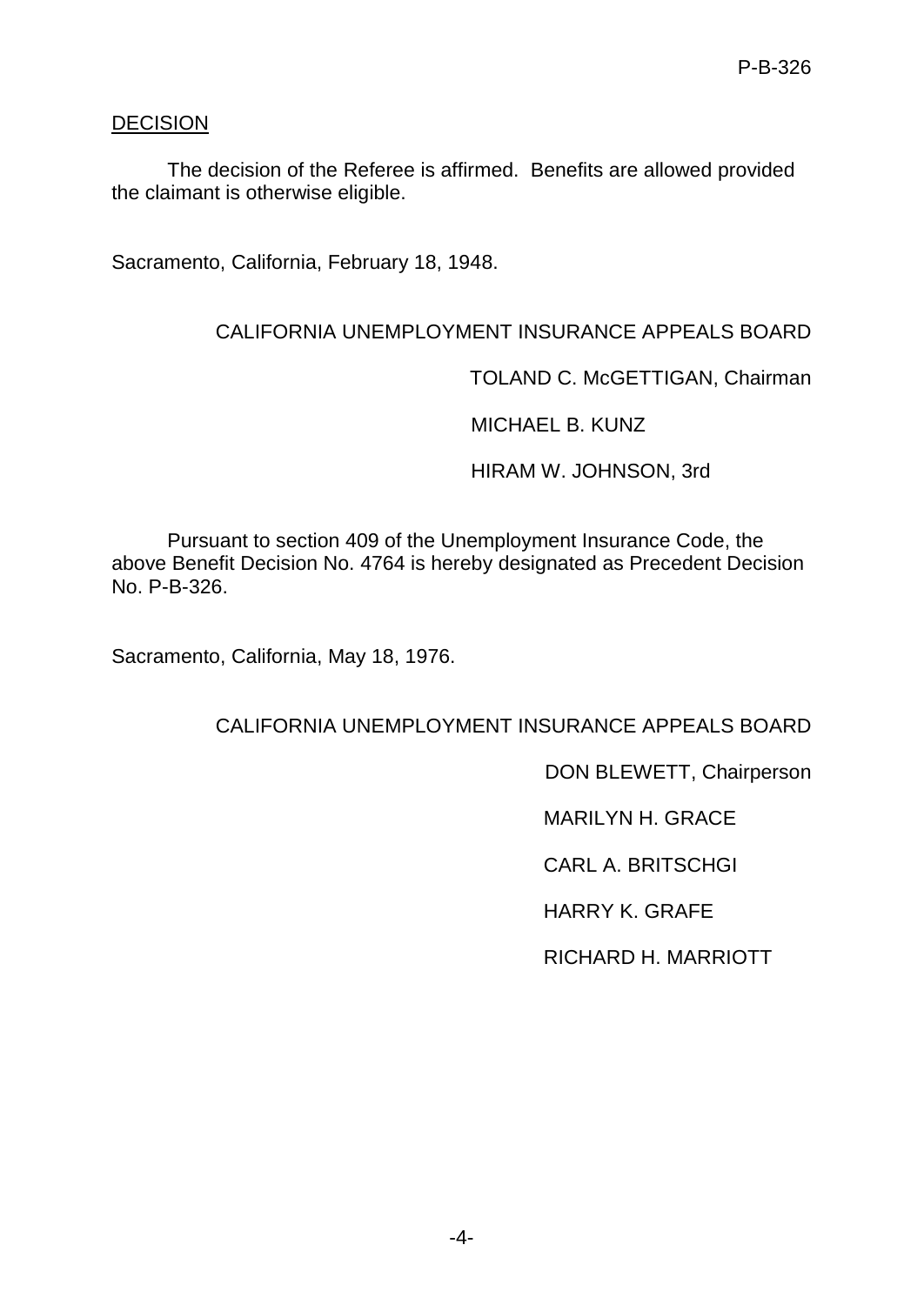DECISION

The decision of the Referee is affirmed. Benefits are allowed provided the claimant is otherwise eligible.

Sacramento, California, February 18, 1948.

CALIFORNIA UNEMPLOYMENT INSURANCE APPEALS BOARD

TOLAND C. McGETTIGAN, Chairman

MICHAEL B. KUNZ

HIRAM W. JOHNSON, 3rd

Pursuant to section 409 of the Unemployment Insurance Code, the above Benefit Decision No. 4764 is hereby designated as Precedent Decision No. P-B-326.

Sacramento, California, May 18, 1976.

CALIFORNIA UNEMPLOYMENT INSURANCE APPEALS BOARD

DON BLEWETT, Chairperson

MARILYN H. GRACE

CARL A. BRITSCHGI

HARRY K. GRAFE

RICHARD H. MARRIOTT